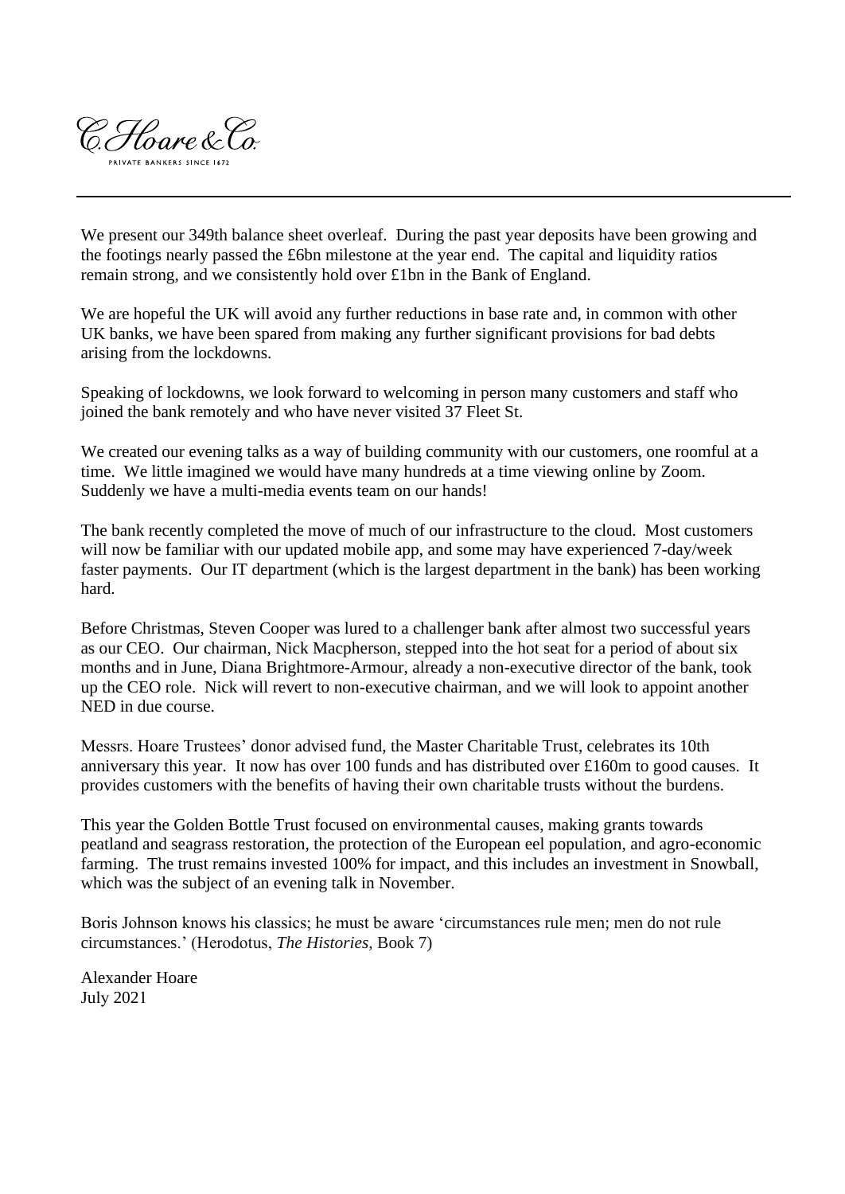C. Hoare & Co.

PRIVATE BANKERS SINCE 1672

---

We present our 349th balance sheet overleaf. During the past year deposits have been growing and the footings nearly passed the £6bn milestone at the year end. The capital and liquidity ratios remain strong, and we consistently hold over £1bn in the Bank of England.

We are hopeful the UK will avoid any further reductions in base rate and, in common with other UK banks, we have been spared from making any further significant provisions for bad debts arising from the lockdowns.

Speaking of lockdowns, we look forward to welcoming in person many customers and staff who joined the bank remotely and who have never visited 37 Fleet St.

We created our evening talks as a way of building community with our customers, one roomful at a time. We little imagined we would have many hundreds at a time viewing online by Zoom. Suddenly we have a multi-media events team on our hands!

The bank recently completed the move of much of our infrastructure to the cloud. Most customers will now be familiar with our updated mobile app, and some may have experienced 7-day/week faster payments. Our IT department (which is the largest department in the bank) has been working hard.

Before Christmas, Steven Cooper was lured to a challenger bank after almost two successful years as our CEO. Our chairman, Nick Macpherson, stepped into the hot seat for a period of about six months and in June, Diana Brightmore-Armour, already a non-executive director of the bank, took up the CEO role. Nick will revert to non-executive chairman, and we will look to appoint another NED in due course.

Messrs. Hoare Trustees' donor advised fund, the Master Charitable Trust, celebrates its 10th anniversary this year. It now has over 100 funds and has distributed over £160m to good causes. It provides customers with the benefits of having their own charitable trusts without the burdens.

This year the Golden Bottle Trust focused on environmental causes, making grants towards peatland and seagrass restoration, the protection of the European eel population, and agro-economic farming. The trust remains invested 100% for impact, and this includes an investment in Snowball, which was the subject of an evening talk in November.

Boris Johnson knows his classics; he must be aware 'circumstances rule men; men do not rule circumstances.' (Herodotus, *The Histories*, Book 7)

Alexander Hoare
July 2021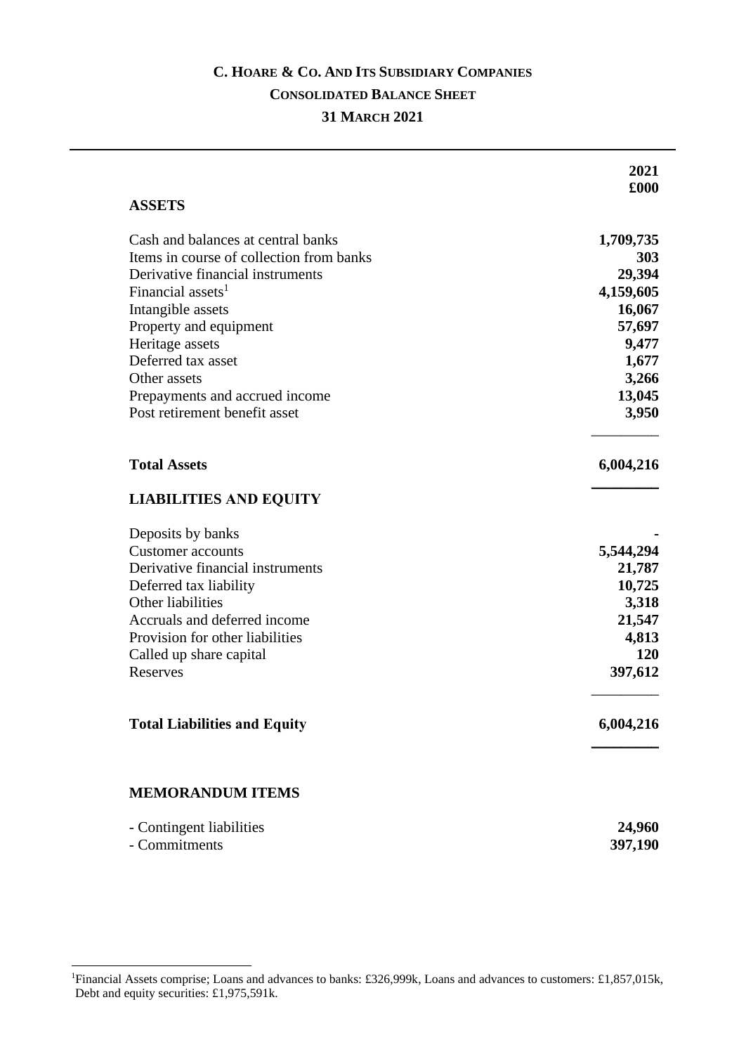# C. HOARE & CO. AND ITS SUBSIDIARY COMPANIES

## CONSOLIDATED BALANCE SHEET

## 31 MARCH 2021

| | 2021 £000 |
|---|---|
| **ASSETS** | |
| Cash and balances at central banks | **1,709,735** |
| Items in course of collection from banks | **303** |
| Derivative financial instruments | **29,394** |
| Financial assets[1] | **4,159,605** |
| Intangible assets | **16,067** |
| Property and equipment | **57,697** |
| Heritage assets | **9,477** |
| Deferred tax asset | **1,677** |
| Other assets | **3,266** |
| Prepayments and accrued income | **13,045** |
| Post retirement benefit asset | **3,950** |
| **Total Assets** | **6,004,216** |
| **LIABILITIES AND EQUITY** | |
| Deposits by banks | **-** |
| Customer accounts | **5,544,294** |
| Derivative financial instruments | **21,787** |
| Deferred tax liability | **10,725** |
| Other liabilities | **3,318** |
| Accruals and deferred income | **21,547** |
| Provision for other liabilities | **4,813** |
| Called up share capital | **120** |
| Reserves | **397,612** |
| **Total Liabilities and Equity** | **6,004,216** |
| **MEMORANDUM ITEMS** | |
| - Contingent liabilities | **24,960** |
| - Commitments | **397,190** |

[1]Financial Assets comprise; Loans and advances to banks: £326,999k, Loans and advances to customers: £1,857,015k, Debt and equity securities: £1,975,591k.